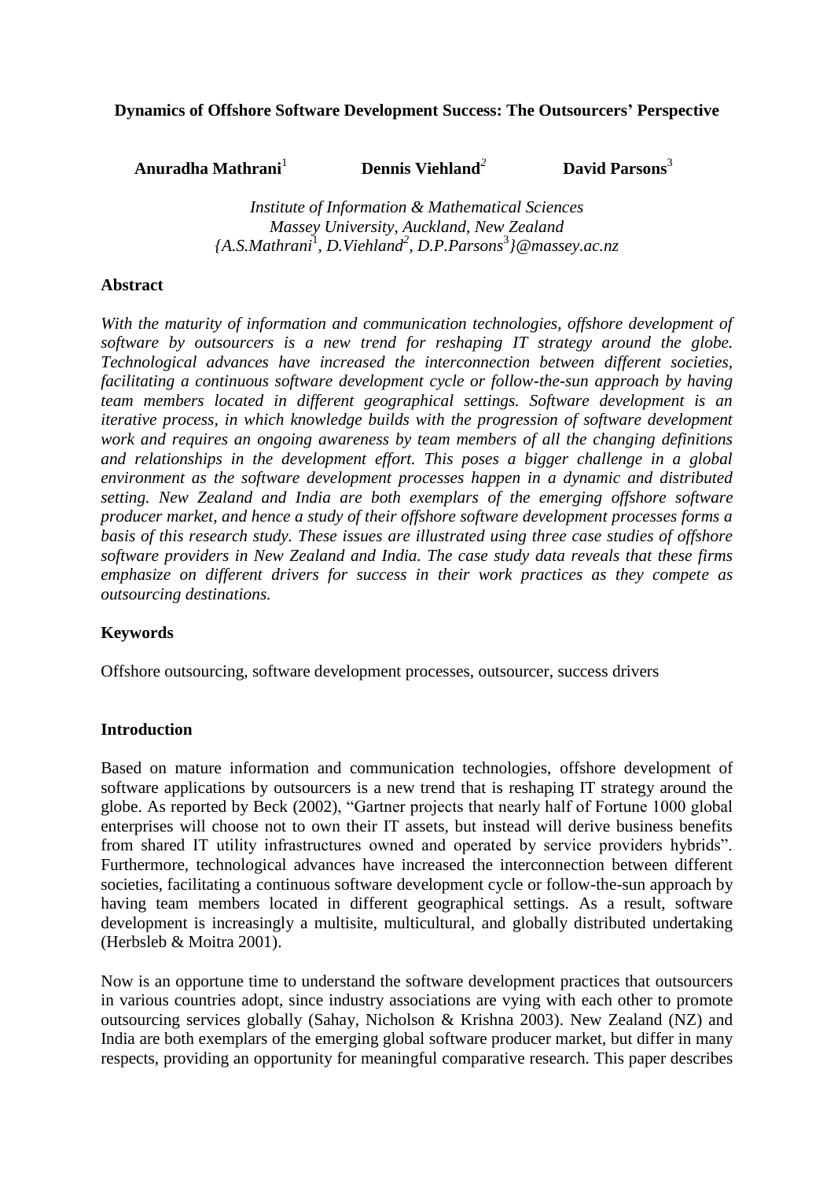# Dynamics of Offshore Software Development Success: The Outsourcers' Perspective

**Anuradha Mathrani**[1] **Dennis Viehland**[2] **David Parsons**[3]

*Institute of Information & Mathematical Sciences*
*Massey University, Auckland, New Zealand*
*{A.S.Mathrani[1], D.Viehland[2], D.P.Parsons[3]}@massey.ac.nz*

## Abstract

*With the maturity of information and communication technologies, offshore development of software by outsourcers is a new trend for reshaping IT strategy around the globe. Technological advances have increased the interconnection between different societies, facilitating a continuous software development cycle or follow-the-sun approach by having team members located in different geographical settings. Software development is an iterative process, in which knowledge builds with the progression of software development work and requires an ongoing awareness by team members of all the changing definitions and relationships in the development effort. This poses a bigger challenge in a global environment as the software development processes happen in a dynamic and distributed setting. New Zealand and India are both exemplars of the emerging offshore software producer market, and hence a study of their offshore software development processes forms a basis of this research study. These issues are illustrated using three case studies of offshore software providers in New Zealand and India. The case study data reveals that these firms emphasize on different drivers for success in their work practices as they compete as outsourcing destinations.*

## Keywords

Offshore outsourcing, software development processes, outsourcer, success drivers

## Introduction

Based on mature information and communication technologies, offshore development of software applications by outsourcers is a new trend that is reshaping IT strategy around the globe. As reported by Beck (2002), "Gartner projects that nearly half of Fortune 1000 global enterprises will choose not to own their IT assets, but instead will derive business benefits from shared IT utility infrastructures owned and operated by service providers hybrids". Furthermore, technological advances have increased the interconnection between different societies, facilitating a continuous software development cycle or follow-the-sun approach by having team members located in different geographical settings. As a result, software development is increasingly a multisite, multicultural, and globally distributed undertaking (Herbsleb & Moitra 2001).

Now is an opportune time to understand the software development practices that outsourcers in various countries adopt, since industry associations are vying with each other to promote outsourcing services globally (Sahay, Nicholson & Krishna 2003). New Zealand (NZ) and India are both exemplars of the emerging global software producer market, but differ in many respects, providing an opportunity for meaningful comparative research. This paper describes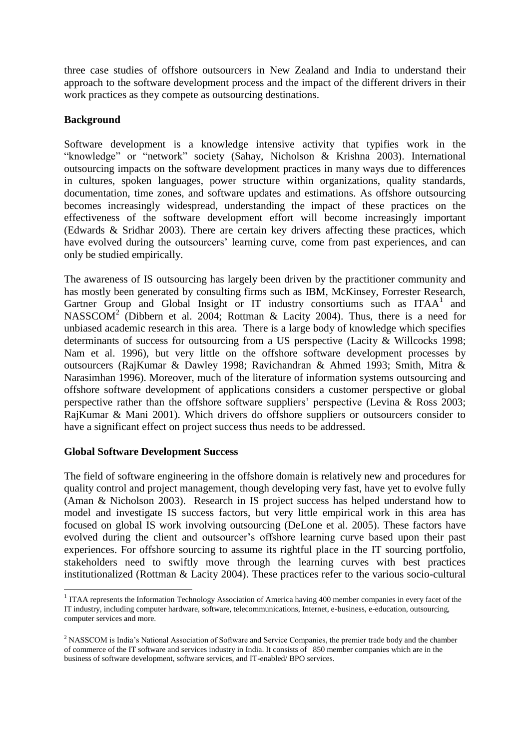three case studies of offshore outsourcers in New Zealand and India to understand their approach to the software development process and the impact of the different drivers in their work practices as they compete as outsourcing destinations.

## Background

Software development is a knowledge intensive activity that typifies work in the "knowledge" or "network" society (Sahay, Nicholson & Krishna 2003). International outsourcing impacts on the software development practices in many ways due to differences in cultures, spoken languages, power structure within organizations, quality standards, documentation, time zones, and software updates and estimations. As offshore outsourcing becomes increasingly widespread, understanding the impact of these practices on the effectiveness of the software development effort will become increasingly important (Edwards & Sridhar 2003). There are certain key drivers affecting these practices, which have evolved during the outsourcers' learning curve, come from past experiences, and can only be studied empirically.

The awareness of IS outsourcing has largely been driven by the practitioner community and has mostly been generated by consulting firms such as IBM, McKinsey, Forrester Research, Gartner Group and Global Insight or IT industry consortiums such as ITAA[1] and NASSCOM[2] (Dibbern et al. 2004; Rottman & Lacity 2004). Thus, there is a need for unbiased academic research in this area. There is a large body of knowledge which specifies determinants of success for outsourcing from a US perspective (Lacity & Willcocks 1998; Nam et al. 1996), but very little on the offshore software development processes by outsourcers (RajKumar & Dawley 1998; Ravichandran & Ahmed 1993; Smith, Mitra & Narasimhan 1996). Moreover, much of the literature of information systems outsourcing and offshore software development of applications considers a customer perspective or global perspective rather than the offshore software suppliers' perspective (Levina & Ross 2003; RajKumar & Mani 2001). Which drivers do offshore suppliers or outsourcers consider to have a significant effect on project success thus needs to be addressed.

## Global Software Development Success

The field of software engineering in the offshore domain is relatively new and procedures for quality control and project management, though developing very fast, have yet to evolve fully (Aman & Nicholson 2003). Research in IS project success has helped understand how to model and investigate IS success factors, but very little empirical work in this area has focused on global IS work involving outsourcing (DeLone et al. 2005). These factors have evolved during the client and outsourcer's offshore learning curve based upon their past experiences. For offshore sourcing to assume its rightful place in the IT sourcing portfolio, stakeholders need to swiftly move through the learning curves with best practices institutionalized (Rottman & Lacity 2004). These practices refer to the various socio-cultural

---

[1] ITAA represents the Information Technology Association of America having 400 member companies in every facet of the IT industry, including computer hardware, software, telecommunications, Internet, e-business, e-education, outsourcing, computer services and more.

[2] NASSCOM is India's National Association of Software and Service Companies, the premier trade body and the chamber of commerce of the IT software and services industry in India. It consists of 850 member companies which are in the business of software development, software services, and IT-enabled/ BPO services.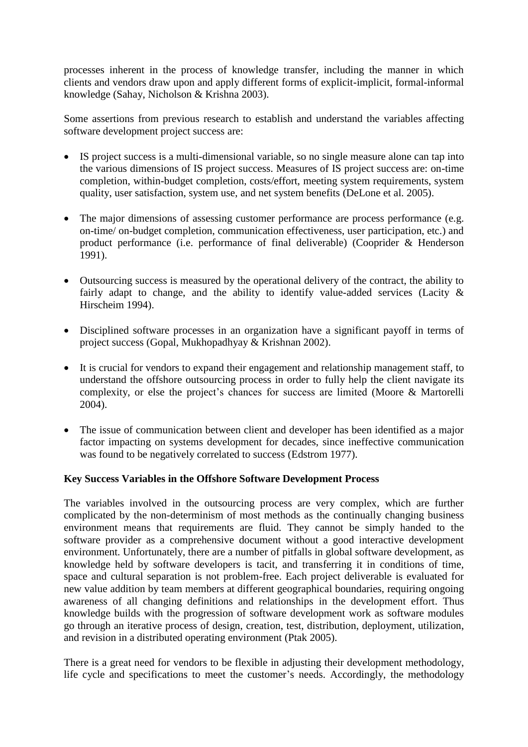processes inherent in the process of knowledge transfer, including the manner in which clients and vendors draw upon and apply different forms of explicit-implicit, formal-informal knowledge (Sahay, Nicholson & Krishna 2003).

Some assertions from previous research to establish and understand the variables affecting software development project success are:

- IS project success is a multi-dimensional variable, so no single measure alone can tap into the various dimensions of IS project success. Measures of IS project success are: on-time completion, within-budget completion, costs/effort, meeting system requirements, system quality, user satisfaction, system use, and net system benefits (DeLone et al. 2005).

- The major dimensions of assessing customer performance are process performance (e.g. on-time/ on-budget completion, communication effectiveness, user participation, etc.) and product performance (i.e. performance of final deliverable) (Cooprider & Henderson 1991).

- Outsourcing success is measured by the operational delivery of the contract, the ability to fairly adapt to change, and the ability to identify value-added services (Lacity & Hirscheim 1994).

- Disciplined software processes in an organization have a significant payoff in terms of project success (Gopal, Mukhopadhyay & Krishnan 2002).

- It is crucial for vendors to expand their engagement and relationship management staff, to understand the offshore outsourcing process in order to fully help the client navigate its complexity, or else the project's chances for success are limited (Moore & Martorelli 2004).

- The issue of communication between client and developer has been identified as a major factor impacting on systems development for decades, since ineffective communication was found to be negatively correlated to success (Edstrom 1977).

**Key Success Variables in the Offshore Software Development Process**

The variables involved in the outsourcing process are very complex, which are further complicated by the non-determinism of most methods as the continually changing business environment means that requirements are fluid. They cannot be simply handed to the software provider as a comprehensive document without a good interactive development environment. Unfortunately, there are a number of pitfalls in global software development, as knowledge held by software developers is tacit, and transferring it in conditions of time, space and cultural separation is not problem-free. Each project deliverable is evaluated for new value addition by team members at different geographical boundaries, requiring ongoing awareness of all changing definitions and relationships in the development effort. Thus knowledge builds with the progression of software development work as software modules go through an iterative process of design, creation, test, distribution, deployment, utilization, and revision in a distributed operating environment (Ptak 2005).

There is a great need for vendors to be flexible in adjusting their development methodology, life cycle and specifications to meet the customer's needs. Accordingly, the methodology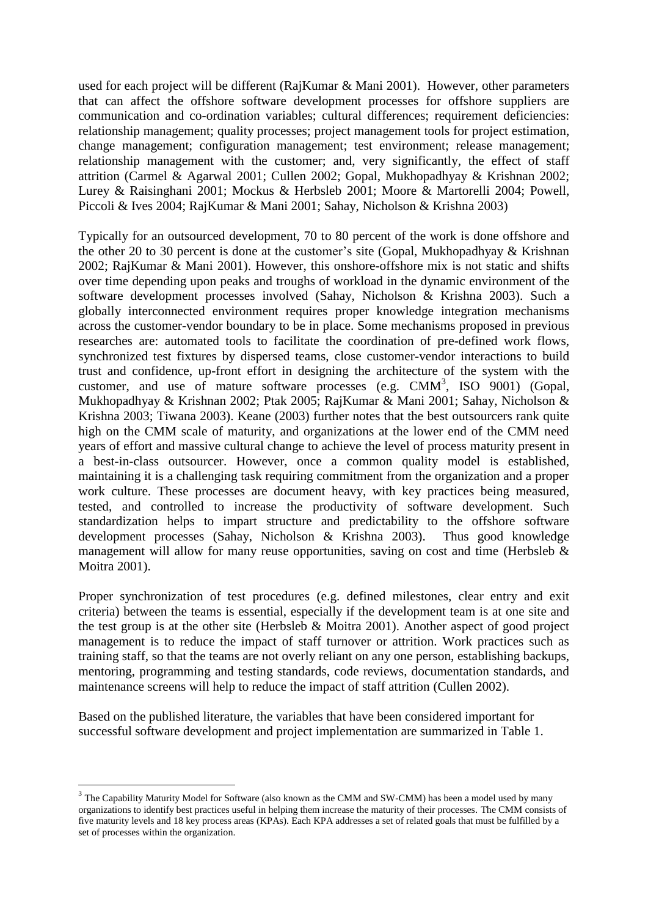used for each project will be different (RajKumar & Mani 2001). However, other parameters that can affect the offshore software development processes for offshore suppliers are communication and co-ordination variables; cultural differences; requirement deficiencies: relationship management; quality processes; project management tools for project estimation, change management; configuration management; test environment; release management; relationship management with the customer; and, very significantly, the effect of staff attrition (Carmel & Agarwal 2001; Cullen 2002; Gopal, Mukhopadhyay & Krishnan 2002; Lurey & Raisinghani 2001; Mockus & Herbsleb 2001; Moore & Martorelli 2004; Powell, Piccoli & Ives 2004; RajKumar & Mani 2001; Sahay, Nicholson & Krishna 2003)

Typically for an outsourced development, 70 to 80 percent of the work is done offshore and the other 20 to 30 percent is done at the customer's site (Gopal, Mukhopadhyay & Krishnan 2002; RajKumar & Mani 2001). However, this onshore-offshore mix is not static and shifts over time depending upon peaks and troughs of workload in the dynamic environment of the software development processes involved (Sahay, Nicholson & Krishna 2003). Such a globally interconnected environment requires proper knowledge integration mechanisms across the customer-vendor boundary to be in place. Some mechanisms proposed in previous researches are: automated tools to facilitate the coordination of pre-defined work flows, synchronized test fixtures by dispersed teams, close customer-vendor interactions to build trust and confidence, up-front effort in designing the architecture of the system with the customer, and use of mature software processes (e.g. CMM[3], ISO 9001) (Gopal, Mukhopadhyay & Krishnan 2002; Ptak 2005; RajKumar & Mani 2001; Sahay, Nicholson & Krishna 2003; Tiwana 2003). Keane (2003) further notes that the best outsourcers rank quite high on the CMM scale of maturity, and organizations at the lower end of the CMM need years of effort and massive cultural change to achieve the level of process maturity present in a best-in-class outsourcer. However, once a common quality model is established, maintaining it is a challenging task requiring commitment from the organization and a proper work culture. These processes are document heavy, with key practices being measured, tested, and controlled to increase the productivity of software development. Such standardization helps to impart structure and predictability to the offshore software development processes (Sahay, Nicholson & Krishna 2003). Thus good knowledge management will allow for many reuse opportunities, saving on cost and time (Herbsleb & Moitra 2001).

Proper synchronization of test procedures (e.g. defined milestones, clear entry and exit criteria) between the teams is essential, especially if the development team is at one site and the test group is at the other site (Herbsleb & Moitra 2001). Another aspect of good project management is to reduce the impact of staff turnover or attrition. Work practices such as training staff, so that the teams are not overly reliant on any one person, establishing backups, mentoring, programming and testing standards, code reviews, documentation standards, and maintenance screens will help to reduce the impact of staff attrition (Cullen 2002).

Based on the published literature, the variables that have been considered important for successful software development and project implementation are summarized in Table 1.

[3] The Capability Maturity Model for Software (also known as the CMM and SW-CMM) has been a model used by many organizations to identify best practices useful in helping them increase the maturity of their processes. The CMM consists of five maturity levels and 18 key process areas (KPAs). Each KPA addresses a set of related goals that must be fulfilled by a set of processes within the organization.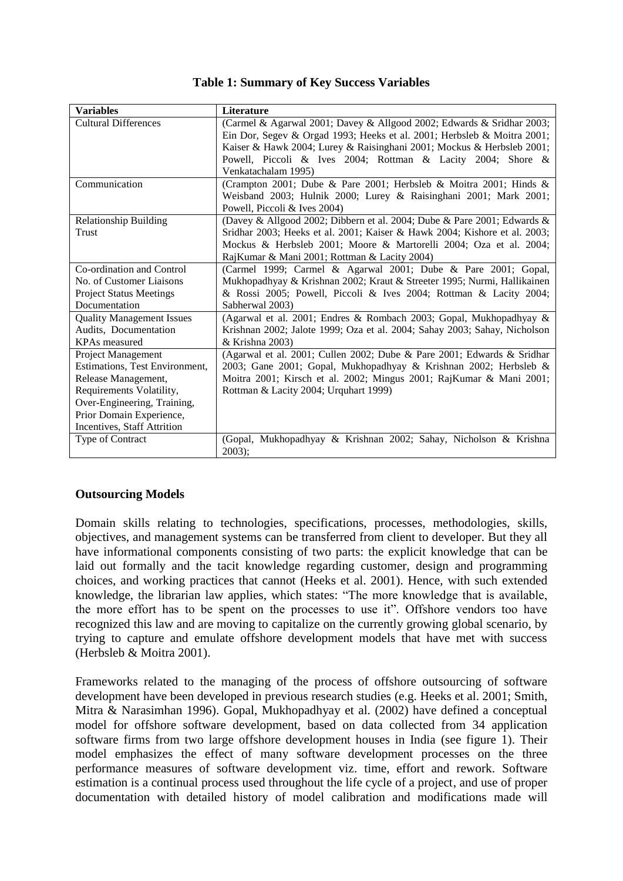**Table 1: Summary of Key Success Variables**

| Variables | Literature |
|---|---|
| Cultural Differences | (Carmel & Agarwal 2001; Davey & Allgood 2002; Edwards & Sridhar 2003; Ein Dor, Segev & Orgad 1993; Heeks et al. 2001; Herbsleb & Moitra 2001; Kaiser & Hawk 2004; Lurey & Raisinghani 2001; Mockus & Herbsleb 2001; Powell, Piccoli & Ives 2004; Rottman & Lacity 2004; Shore & Venkatachalam 1995) |
| Communication | (Crampton 2001; Dube & Pare 2001; Herbsleb & Moitra 2001; Hinds & Weisband 2003; Hulnik 2000; Lurey & Raisinghani 2001; Mark 2001; Powell, Piccoli & Ives 2004) |
| Relationship Building<br>Trust | (Davey & Allgood 2002; Dibbern et al. 2004; Dube & Pare 2001; Edwards & Sridhar 2003; Heeks et al. 2001; Kaiser & Hawk 2004; Kishore et al. 2003; Mockus & Herbsleb 2001; Moore & Martorelli 2004; Oza et al. 2004; RajKumar & Mani 2001; Rottman & Lacity 2004) |
| Co-ordination and Control<br>No. of Customer Liaisons<br>Project Status Meetings<br>Documentation | (Carmel 1999; Carmel & Agarwal 2001; Dube & Pare 2001; Gopal, Mukhopadhyay & Krishnan 2002; Kraut & Streeter 1995; Nurmi, Hallikainen & Rossi 2005; Powell, Piccoli & Ives 2004; Rottman & Lacity 2004; Sabherwal 2003) |
| Quality Management Issues<br>Audits, Documentation<br>KPAs measured | (Agarwal et al. 2001; Endres & Rombach 2003; Gopal, Mukhopadhyay & Krishnan 2002; Jalote 1999; Oza et al. 2004; Sahay 2003; Sahay, Nicholson & Krishna 2003) |
| Project Management<br>Estimations, Test Environment,<br>Release Management,<br>Requirements Volatility,<br>Over-Engineering, Training,<br>Prior Domain Experience,<br>Incentives, Staff Attrition | (Agarwal et al. 2001; Cullen 2002; Dube & Pare 2001; Edwards & Sridhar 2003; Gane 2001; Gopal, Mukhopadhyay & Krishnan 2002; Herbsleb & Moitra 2001; Kirsch et al. 2002; Mingus 2001; RajKumar & Mani 2001; Rottman & Lacity 2004; Urquhart 1999) |
| Type of Contract | (Gopal, Mukhopadhyay & Krishnan 2002; Sahay, Nicholson & Krishna 2003); |

### Outsourcing Models

Domain skills relating to technologies, specifications, processes, methodologies, skills, objectives, and management systems can be transferred from client to developer. But they all have informational components consisting of two parts: the explicit knowledge that can be laid out formally and the tacit knowledge regarding customer, design and programming choices, and working practices that cannot (Heeks et al. 2001). Hence, with such extended knowledge, the librarian law applies, which states: "The more knowledge that is available, the more effort has to be spent on the processes to use it". Offshore vendors too have recognized this law and are moving to capitalize on the currently growing global scenario, by trying to capture and emulate offshore development models that have met with success (Herbsleb & Moitra 2001).

Frameworks related to the managing of the process of offshore outsourcing of software development have been developed in previous research studies (e.g. Heeks et al. 2001; Smith, Mitra & Narasimhan 1996). Gopal, Mukhopadhyay et al. (2002) have defined a conceptual model for offshore software development, based on data collected from 34 application software firms from two large offshore development houses in India (see figure 1). Their model emphasizes the effect of many software development processes on the three performance measures of software development viz. time, effort and rework. Software estimation is a continual process used throughout the life cycle of a project, and use of proper documentation with detailed history of model calibration and modifications made will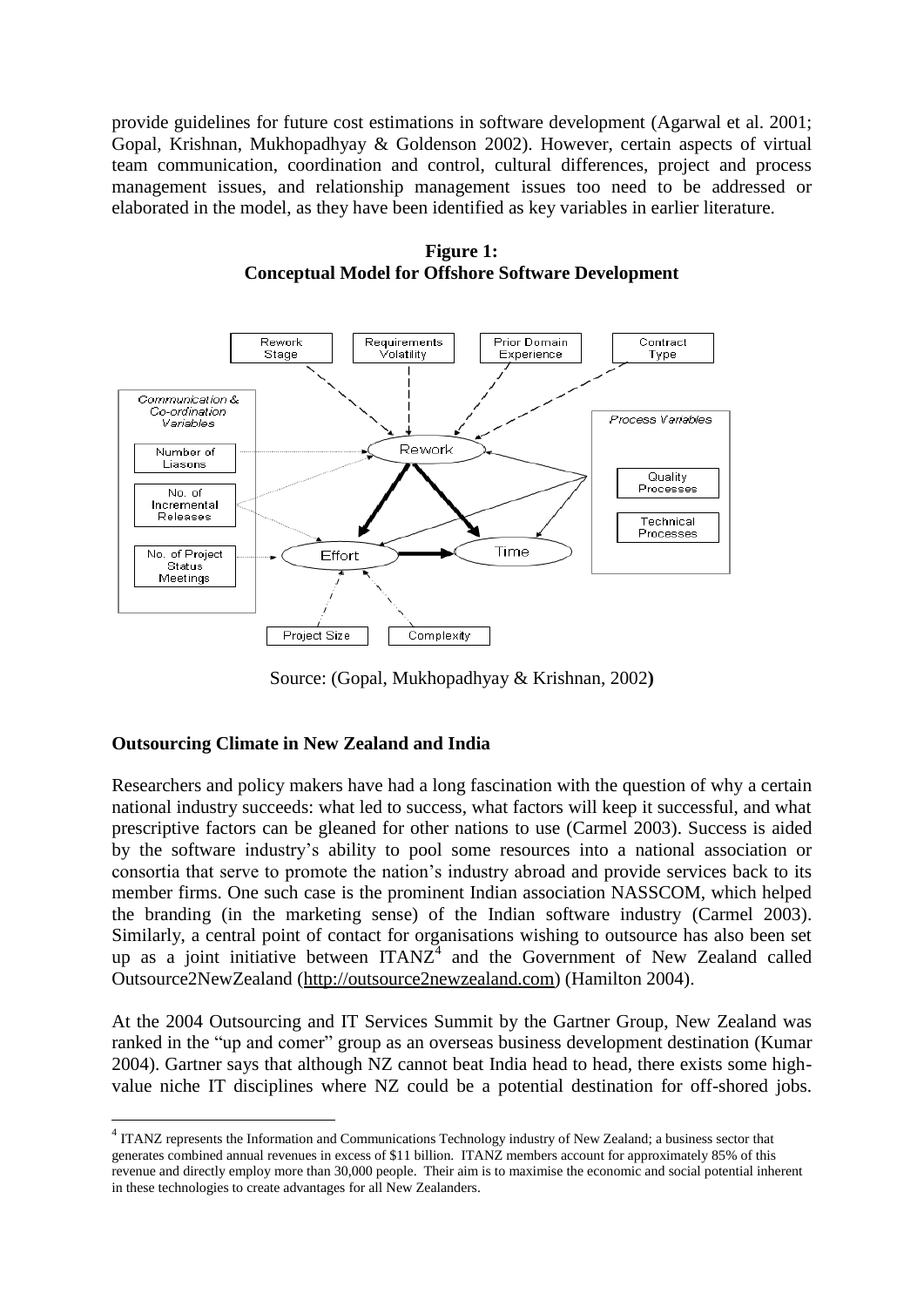provide guidelines for future cost estimations in software development (Agarwal et al. 2001; Gopal, Krishnan, Mukhopadhyay & Goldenson 2002). However, certain aspects of virtual team communication, coordination and control, cultural differences, project and process management issues, and relationship management issues too need to be addressed or elaborated in the model, as they have been identified as key variables in earlier literature.

**Figure 1:**
**Conceptual Model for Offshore Software Development**

Source: (Gopal, Mukhopadhyay & Krishnan, 2002**)**

### Outsourcing Climate in New Zealand and India

Researchers and policy makers have had a long fascination with the question of why a certain national industry succeeds: what led to success, what factors will keep it successful, and what prescriptive factors can be gleaned for other nations to use (Carmel 2003). Success is aided by the software industry's ability to pool some resources into a national association or consortia that serve to promote the nation's industry abroad and provide services back to its member firms. One such case is the prominent Indian association NASSCOM, which helped the branding (in the marketing sense) of the Indian software industry (Carmel 2003). Similarly, a central point of contact for organisations wishing to outsource has also been set up as a joint initiative between ITANZ[4] and the Government of New Zealand called Outsource2NewZealand (http://outsource2newzealand.com) (Hamilton 2004).

At the 2004 Outsourcing and IT Services Summit by the Gartner Group, New Zealand was ranked in the "up and comer" group as an overseas business development destination (Kumar 2004). Gartner says that although NZ cannot beat India head to head, there exists some high-value niche IT disciplines where NZ could be a potential destination for off-shored jobs.

[4] ITANZ represents the Information and Communications Technology industry of New Zealand; a business sector that generates combined annual revenues in excess of $11 billion. ITANZ members account for approximately 85% of this revenue and directly employ more than 30,000 people. Their aim is to maximise the economic and social potential inherent in these technologies to create advantages for all New Zealanders.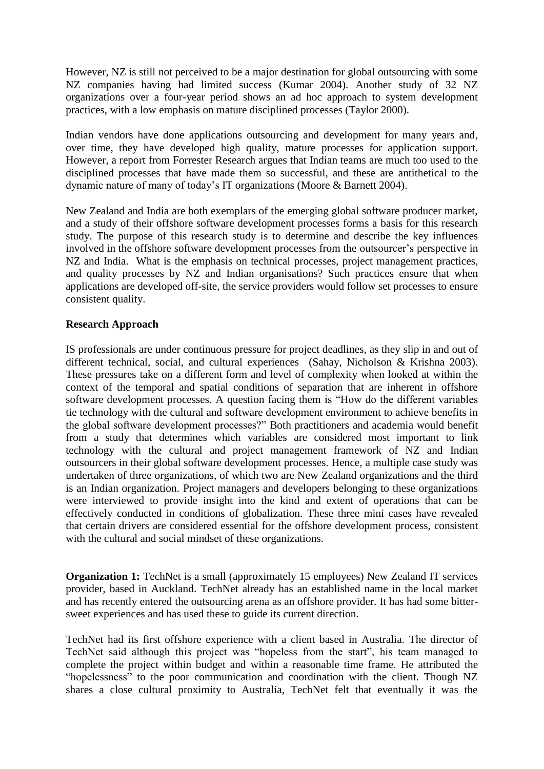However, NZ is still not perceived to be a major destination for global outsourcing with some NZ companies having had limited success (Kumar 2004). Another study of 32 NZ organizations over a four-year period shows an ad hoc approach to system development practices, with a low emphasis on mature disciplined processes (Taylor 2000).

Indian vendors have done applications outsourcing and development for many years and, over time, they have developed high quality, mature processes for application support. However, a report from Forrester Research argues that Indian teams are much too used to the disciplined processes that have made them so successful, and these are antithetical to the dynamic nature of many of today's IT organizations (Moore & Barnett 2004).

New Zealand and India are both exemplars of the emerging global software producer market, and a study of their offshore software development processes forms a basis for this research study. The purpose of this research study is to determine and describe the key influences involved in the offshore software development processes from the outsourcer's perspective in NZ and India. What is the emphasis on technical processes, project management practices, and quality processes by NZ and Indian organisations? Such practices ensure that when applications are developed off-site, the service providers would follow set processes to ensure consistent quality.

## Research Approach

IS professionals are under continuous pressure for project deadlines, as they slip in and out of different technical, social, and cultural experiences (Sahay, Nicholson & Krishna 2003). These pressures take on a different form and level of complexity when looked at within the context of the temporal and spatial conditions of separation that are inherent in offshore software development processes. A question facing them is "How do the different variables tie technology with the cultural and software development environment to achieve benefits in the global software development processes?" Both practitioners and academia would benefit from a study that determines which variables are considered most important to link technology with the cultural and project management framework of NZ and Indian outsourcers in their global software development processes. Hence, a multiple case study was undertaken of three organizations, of which two are New Zealand organizations and the third is an Indian organization. Project managers and developers belonging to these organizations were interviewed to provide insight into the kind and extent of operations that can be effectively conducted in conditions of globalization. These three mini cases have revealed that certain drivers are considered essential for the offshore development process, consistent with the cultural and social mindset of these organizations.

**Organization 1:** TechNet is a small (approximately 15 employees) New Zealand IT services provider, based in Auckland. TechNet already has an established name in the local market and has recently entered the outsourcing arena as an offshore provider. It has had some bitter-sweet experiences and has used these to guide its current direction.

TechNet had its first offshore experience with a client based in Australia. The director of TechNet said although this project was "hopeless from the start", his team managed to complete the project within budget and within a reasonable time frame. He attributed the "hopelessness" to the poor communication and coordination with the client. Though NZ shares a close cultural proximity to Australia, TechNet felt that eventually it was the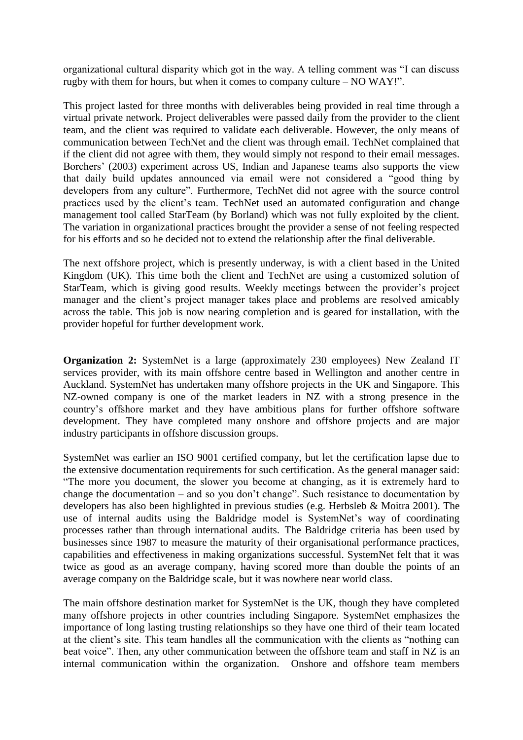organizational cultural disparity which got in the way. A telling comment was "I can discuss rugby with them for hours, but when it comes to company culture – NO WAY!".

This project lasted for three months with deliverables being provided in real time through a virtual private network. Project deliverables were passed daily from the provider to the client team, and the client was required to validate each deliverable. However, the only means of communication between TechNet and the client was through email. TechNet complained that if the client did not agree with them, they would simply not respond to their email messages. Borchers' (2003) experiment across US, Indian and Japanese teams also supports the view that daily build updates announced via email were not considered a "good thing by developers from any culture". Furthermore, TechNet did not agree with the source control practices used by the client's team. TechNet used an automated configuration and change management tool called StarTeam (by Borland) which was not fully exploited by the client. The variation in organizational practices brought the provider a sense of not feeling respected for his efforts and so he decided not to extend the relationship after the final deliverable.

The next offshore project, which is presently underway, is with a client based in the United Kingdom (UK). This time both the client and TechNet are using a customized solution of StarTeam, which is giving good results. Weekly meetings between the provider's project manager and the client's project manager takes place and problems are resolved amicably across the table. This job is now nearing completion and is geared for installation, with the provider hopeful for further development work.

**Organization 2:** SystemNet is a large (approximately 230 employees) New Zealand IT services provider, with its main offshore centre based in Wellington and another centre in Auckland. SystemNet has undertaken many offshore projects in the UK and Singapore. This NZ-owned company is one of the market leaders in NZ with a strong presence in the country's offshore market and they have ambitious plans for further offshore software development. They have completed many onshore and offshore projects and are major industry participants in offshore discussion groups.

SystemNet was earlier an ISO 9001 certified company, but let the certification lapse due to the extensive documentation requirements for such certification. As the general manager said: "The more you document, the slower you become at changing, as it is extremely hard to change the documentation – and so you don't change". Such resistance to documentation by developers has also been highlighted in previous studies (e.g. Herbsleb & Moitra 2001). The use of internal audits using the Baldridge model is SystemNet's way of coordinating processes rather than through international audits. The Baldridge criteria has been used by businesses since 1987 to measure the maturity of their organisational performance practices, capabilities and effectiveness in making organizations successful. SystemNet felt that it was twice as good as an average company, having scored more than double the points of an average company on the Baldridge scale, but it was nowhere near world class.

The main offshore destination market for SystemNet is the UK, though they have completed many offshore projects in other countries including Singapore. SystemNet emphasizes the importance of long lasting trusting relationships so they have one third of their team located at the client's site. This team handles all the communication with the clients as "nothing can beat voice". Then, any other communication between the offshore team and staff in NZ is an internal communication within the organization. Onshore and offshore team members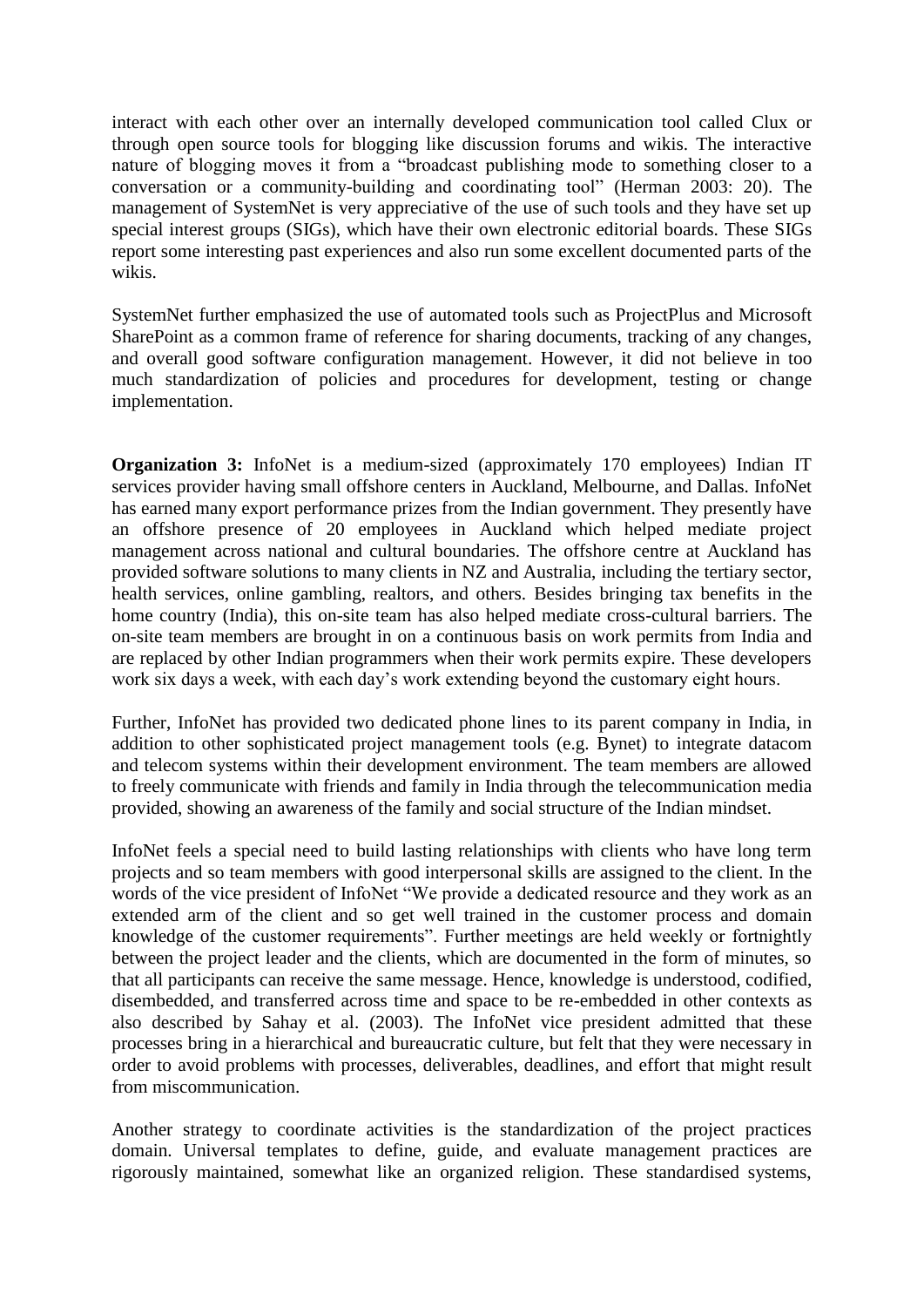interact with each other over an internally developed communication tool called Clux or through open source tools for blogging like discussion forums and wikis. The interactive nature of blogging moves it from a "broadcast publishing mode to something closer to a conversation or a community-building and coordinating tool" (Herman 2003: 20). The management of SystemNet is very appreciative of the use of such tools and they have set up special interest groups (SIGs), which have their own electronic editorial boards. These SIGs report some interesting past experiences and also run some excellent documented parts of the wikis.

SystemNet further emphasized the use of automated tools such as ProjectPlus and Microsoft SharePoint as a common frame of reference for sharing documents, tracking of any changes, and overall good software configuration management. However, it did not believe in too much standardization of policies and procedures for development, testing or change implementation.

**Organization 3:** InfoNet is a medium-sized (approximately 170 employees) Indian IT services provider having small offshore centers in Auckland, Melbourne, and Dallas. InfoNet has earned many export performance prizes from the Indian government. They presently have an offshore presence of 20 employees in Auckland which helped mediate project management across national and cultural boundaries. The offshore centre at Auckland has provided software solutions to many clients in NZ and Australia, including the tertiary sector, health services, online gambling, realtors, and others. Besides bringing tax benefits in the home country (India), this on-site team has also helped mediate cross-cultural barriers. The on-site team members are brought in on a continuous basis on work permits from India and are replaced by other Indian programmers when their work permits expire. These developers work six days a week, with each day's work extending beyond the customary eight hours.

Further, InfoNet has provided two dedicated phone lines to its parent company in India, in addition to other sophisticated project management tools (e.g. Bynet) to integrate datacom and telecom systems within their development environment. The team members are allowed to freely communicate with friends and family in India through the telecommunication media provided, showing an awareness of the family and social structure of the Indian mindset.

InfoNet feels a special need to build lasting relationships with clients who have long term projects and so team members with good interpersonal skills are assigned to the client. In the words of the vice president of InfoNet "We provide a dedicated resource and they work as an extended arm of the client and so get well trained in the customer process and domain knowledge of the customer requirements". Further meetings are held weekly or fortnightly between the project leader and the clients, which are documented in the form of minutes, so that all participants can receive the same message. Hence, knowledge is understood, codified, disembedded, and transferred across time and space to be re-embedded in other contexts as also described by Sahay et al. (2003). The InfoNet vice president admitted that these processes bring in a hierarchical and bureaucratic culture, but felt that they were necessary in order to avoid problems with processes, deliverables, deadlines, and effort that might result from miscommunication.

Another strategy to coordinate activities is the standardization of the project practices domain. Universal templates to define, guide, and evaluate management practices are rigorously maintained, somewhat like an organized religion. These standardised systems,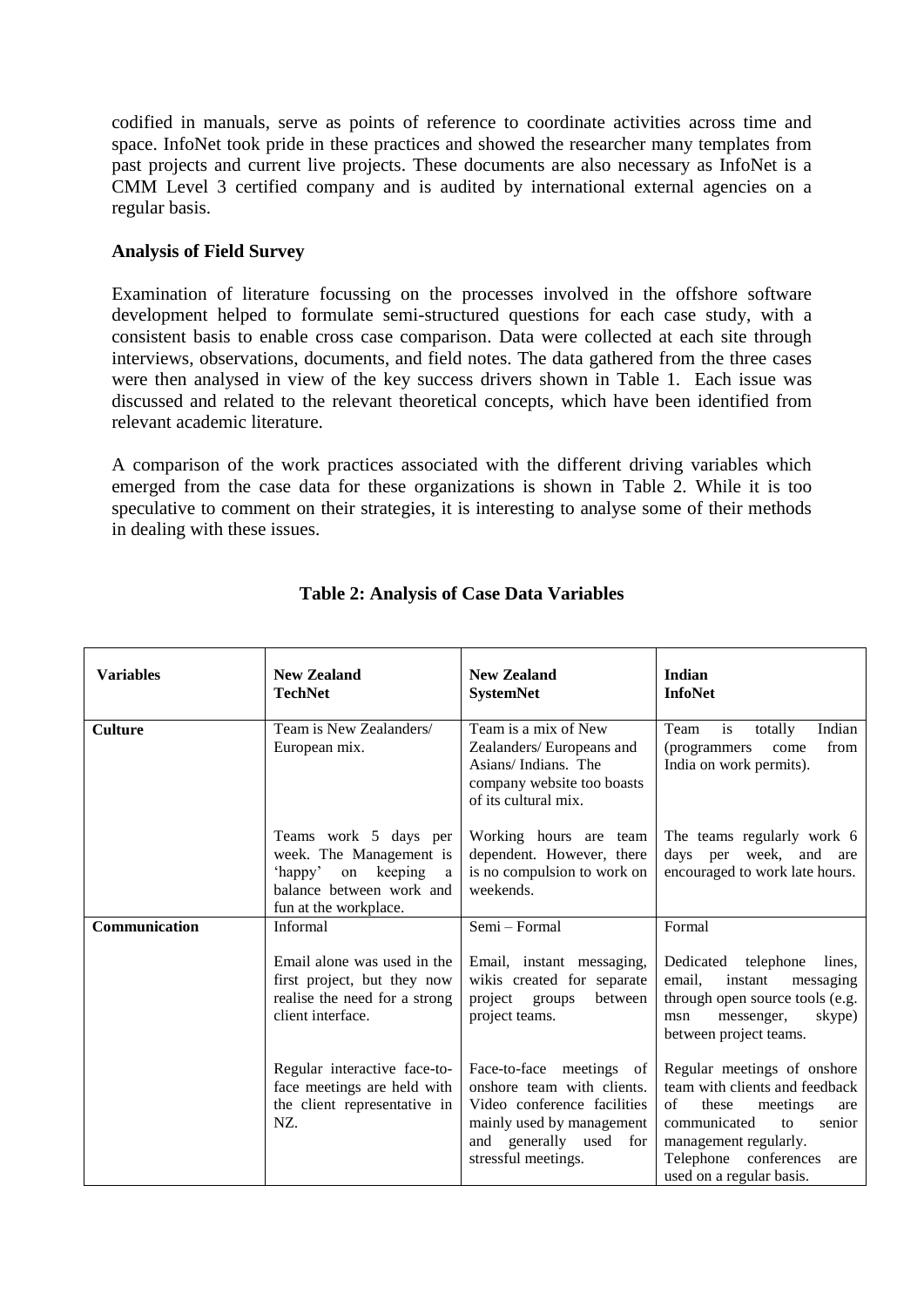codified in manuals, serve as points of reference to coordinate activities across time and space. InfoNet took pride in these practices and showed the researcher many templates from past projects and current live projects. These documents are also necessary as InfoNet is a CMM Level 3 certified company and is audited by international external agencies on a regular basis.

**Analysis of Field Survey**

Examination of literature focussing on the processes involved in the offshore software development helped to formulate semi-structured questions for each case study, with a consistent basis to enable cross case comparison. Data were collected at each site through interviews, observations, documents, and field notes. The data gathered from the three cases were then analysed in view of the key success drivers shown in Table 1. Each issue was discussed and related to the relevant theoretical concepts, which have been identified from relevant academic literature.

A comparison of the work practices associated with the different driving variables which emerged from the case data for these organizations is shown in Table 2. While it is too speculative to comment on their strategies, it is interesting to analyse some of their methods in dealing with these issues.

**Table 2: Analysis of Case Data Variables**

| Variables | New Zealand TechNet | New Zealand SystemNet | Indian InfoNet |
|---|---|---|---|
| **Culture** | Team is New Zealanders/ European mix. | Team is a mix of New Zealanders/ Europeans and Asians/ Indians. The company website too boasts of its cultural mix. | Team is totally Indian (programmers come from India on work permits). |
| | Teams work 5 days per week. The Management is 'happy' on keeping a balance between work and fun at the workplace. | Working hours are team dependent. However, there is no compulsion to work on weekends. | The teams regularly work 6 days per week, and are encouraged to work late hours. |
| **Communication** | Informal | Semi – Formal | Formal |
| | Email alone was used in the first project, but they now realise the need for a strong client interface. | Email, instant messaging, wikis created for separate project groups between project teams. | Dedicated telephone lines, email, instant messaging through open source tools (e.g. msn messenger, skype) between project teams. |
| | Regular interactive face-to-face meetings are held with the client representative in NZ. | Face-to-face meetings of onshore team with clients. Video conference facilities mainly used by management and generally used for stressful meetings. | Regular meetings of onshore team with clients and feedback of these meetings are communicated to senior management regularly. Telephone conferences are used on a regular basis. |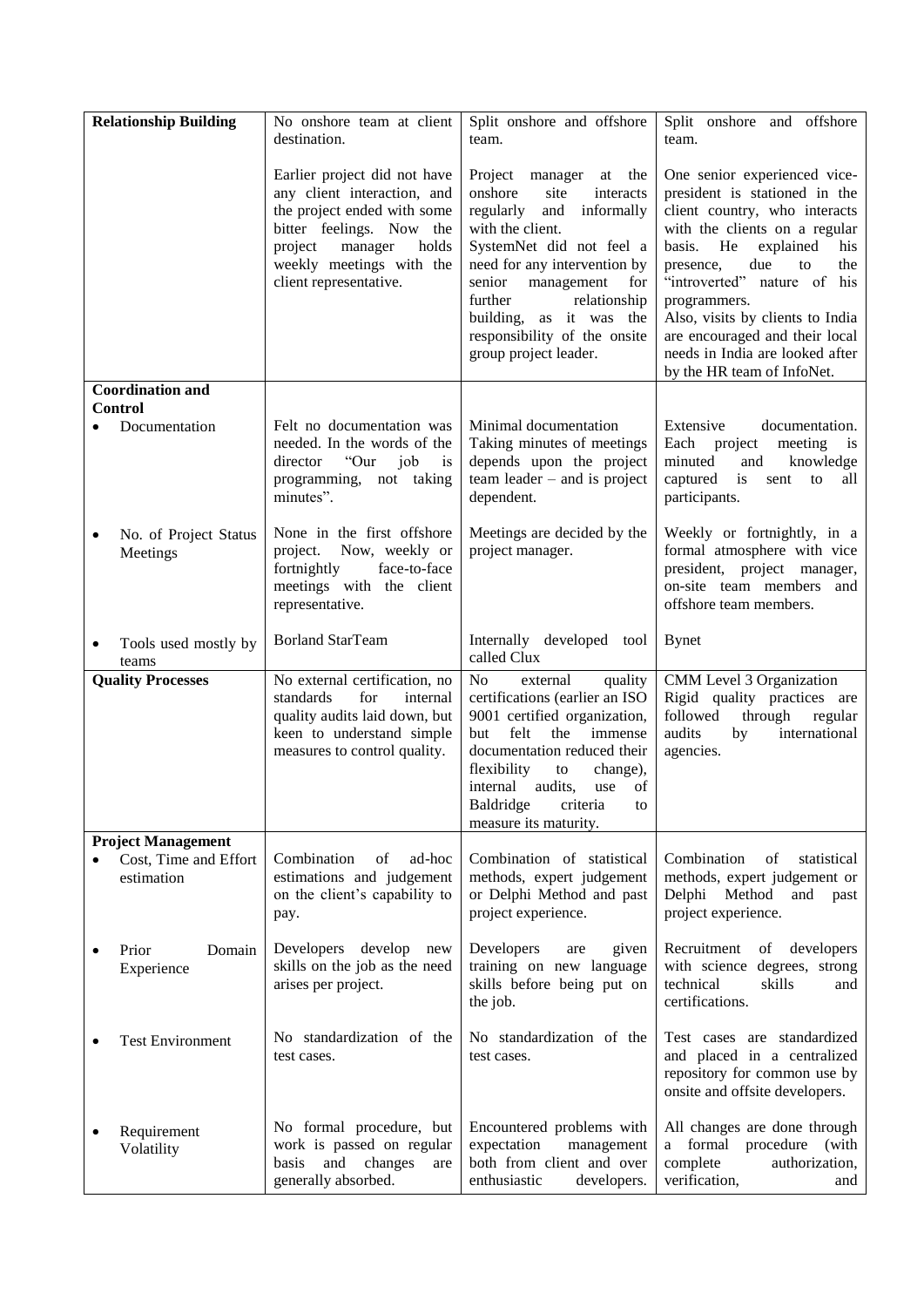| | | | |
|---|---|---|---|
| **Relationship Building** | No onshore team at client destination.<br><br>Earlier project did not have any client interaction, and the project ended with some bitter feelings. Now the project manager holds weekly meetings with the client representative. | Split onshore and offshore team.<br><br>Project manager at the onshore site interacts regularly and informally with the client. SystemNet did not feel a need for any intervention by senior management for further relationship building, as it was the responsibility of the onsite group project leader. | Split onshore and offshore team.<br><br>One senior experienced vice-president is stationed in the client country, who interacts with the clients on a regular basis. He explained his presence, due to the "introverted" nature of his programmers.<br>Also, visits by clients to India are encouraged and their local needs in India are looked after by the HR team of InfoNet. |
| **Coordination and Control** | | | |
| • Documentation | Felt no documentation was needed. In the words of the director "Our job is programming, not taking minutes". | Minimal documentation<br>Taking minutes of meetings depends upon the project team leader – and is project dependent. | Extensive documentation. Each project meeting is minuted and knowledge captured is sent to all participants. |
| • No. of Project Status Meetings | None in the first offshore project. Now, weekly or fortnightly face-to-face meetings with the client representative. | Meetings are decided by the project manager. | Weekly or fortnightly, in a formal atmosphere with vice president, project manager, on-site team members and offshore team members. |
| • Tools used mostly by teams | Borland StarTeam | Internally developed tool called Clux | Bynet |
| **Quality Processes** | No external certification, no standards for internal quality audits laid down, but keen to understand simple measures to control quality. | No external quality certifications (earlier an ISO 9001 certified organization, but felt the immense documentation reduced their flexibility to change), internal audits, use of Baldridge criteria to measure its maturity. | CMM Level 3 Organization<br>Rigid quality practices are followed through regular audits by international agencies. |
| **Project Management** | | | |
| • Cost, Time and Effort estimation | Combination of ad-hoc estimations and judgement on the client's capability to pay. | Combination of statistical methods, expert judgement or Delphi Method and past project experience. | Combination of statistical methods, expert judgement or Delphi Method and past project experience. |
| • Prior Domain Experience | Developers develop new skills on the job as the need arises per project. | Developers are given training on new language skills before being put on the job. | Recruitment of developers with science degrees, strong technical skills and certifications. |
| • Test Environment | No standardization of the test cases. | No standardization of the test cases. | Test cases are standardized and placed in a centralized repository for common use by onsite and offsite developers. |
| • Requirement Volatility | No formal procedure, but work is passed on regular basis and changes are generally absorbed. | Encountered problems with expectation management both from client and over enthusiastic developers. | All changes are done through a formal procedure (with complete authorization, verification, and |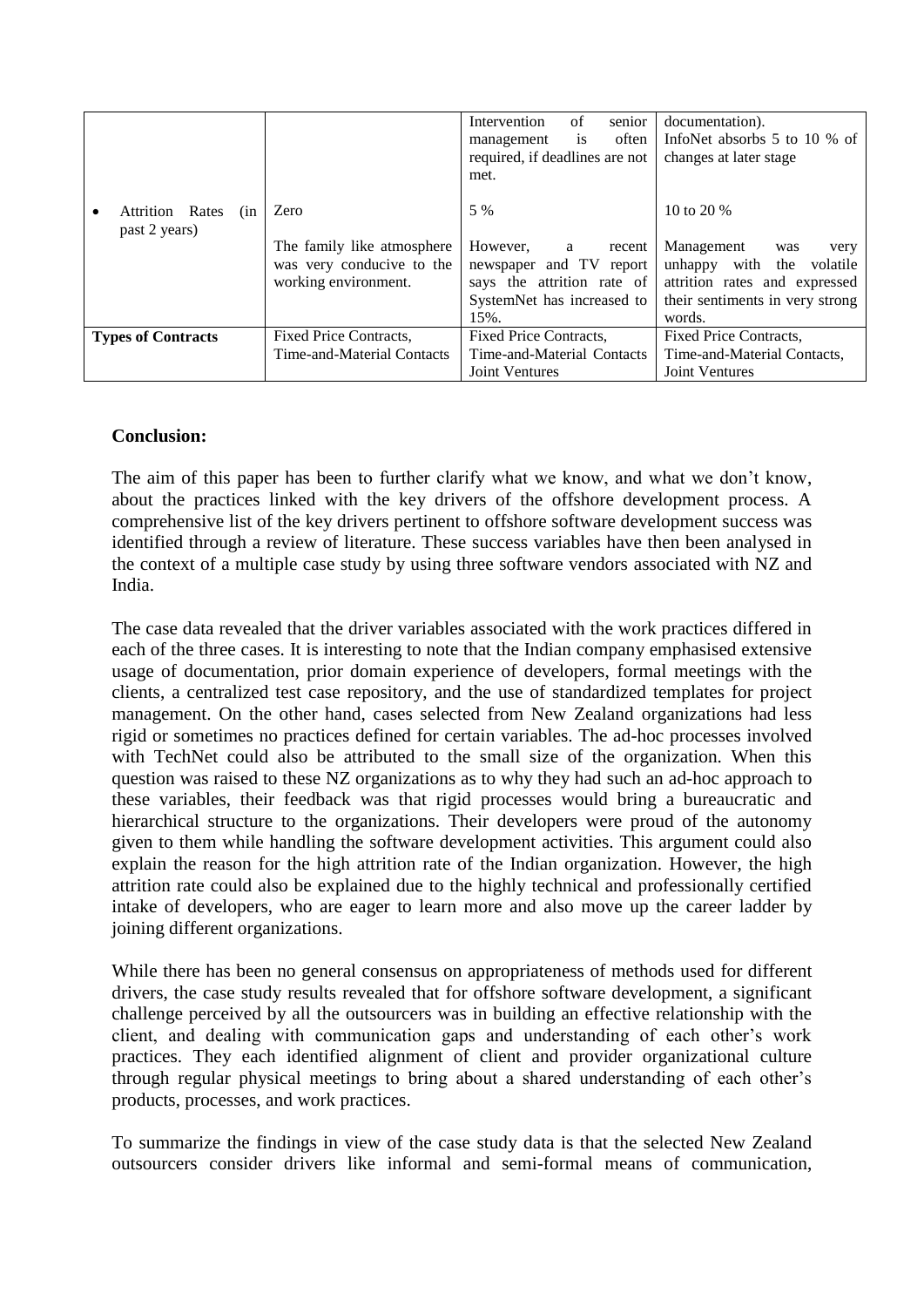| | | | |
|---|---|---|---|
| | | Intervention of senior management is often required, if deadlines are not met. | documentation). InfoNet absorbs 5 to 10 % of changes at later stage |
| • Attrition Rates (in past 2 years) | Zero<br><br>The family like atmosphere was very conducive to the working environment. | 5 %<br><br>However, a recent newspaper and TV report says the attrition rate of SystemNet has increased to 15%. | 10 to 20 %<br><br>Management was very unhappy with the volatile attrition rates and expressed their sentiments in very strong words. |
| **Types of Contracts** | Fixed Price Contracts, Time-and-Material Contacts | Fixed Price Contracts, Time-and-Material Contacts Joint Ventures | Fixed Price Contracts, Time-and-Material Contacts, Joint Ventures |

**Conclusion:**

The aim of this paper has been to further clarify what we know, and what we don't know, about the practices linked with the key drivers of the offshore development process. A comprehensive list of the key drivers pertinent to offshore software development success was identified through a review of literature. These success variables have then been analysed in the context of a multiple case study by using three software vendors associated with NZ and India.

The case data revealed that the driver variables associated with the work practices differed in each of the three cases. It is interesting to note that the Indian company emphasised extensive usage of documentation, prior domain experience of developers, formal meetings with the clients, a centralized test case repository, and the use of standardized templates for project management. On the other hand, cases selected from New Zealand organizations had less rigid or sometimes no practices defined for certain variables. The ad-hoc processes involved with TechNet could also be attributed to the small size of the organization. When this question was raised to these NZ organizations as to why they had such an ad-hoc approach to these variables, their feedback was that rigid processes would bring a bureaucratic and hierarchical structure to the organizations. Their developers were proud of the autonomy given to them while handling the software development activities. This argument could also explain the reason for the high attrition rate of the Indian organization. However, the high attrition rate could also be explained due to the highly technical and professionally certified intake of developers, who are eager to learn more and also move up the career ladder by joining different organizations.

While there has been no general consensus on appropriateness of methods used for different drivers, the case study results revealed that for offshore software development, a significant challenge perceived by all the outsourcers was in building an effective relationship with the client, and dealing with communication gaps and understanding of each other's work practices. They each identified alignment of client and provider organizational culture through regular physical meetings to bring about a shared understanding of each other's products, processes, and work practices.

To summarize the findings in view of the case study data is that the selected New Zealand outsourcers consider drivers like informal and semi-formal means of communication,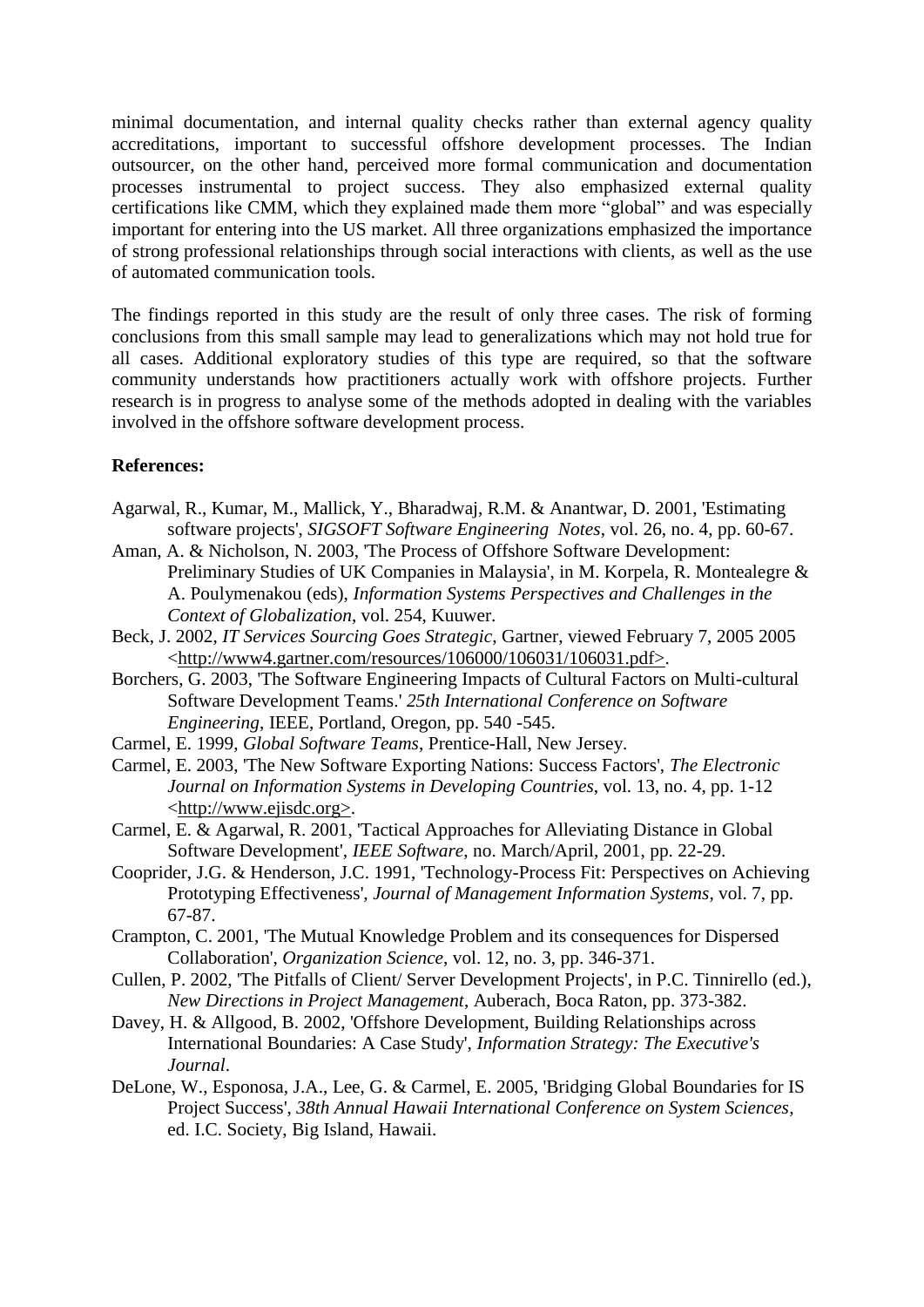minimal documentation, and internal quality checks rather than external agency quality accreditations, important to successful offshore development processes. The Indian outsourcer, on the other hand, perceived more formal communication and documentation processes instrumental to project success. They also emphasized external quality certifications like CMM, which they explained made them more "global" and was especially important for entering into the US market. All three organizations emphasized the importance of strong professional relationships through social interactions with clients, as well as the use of automated communication tools.

The findings reported in this study are the result of only three cases. The risk of forming conclusions from this small sample may lead to generalizations which may not hold true for all cases. Additional exploratory studies of this type are required, so that the software community understands how practitioners actually work with offshore projects. Further research is in progress to analyse some of the methods adopted in dealing with the variables involved in the offshore software development process.

**References:**

Agarwal, R., Kumar, M., Mallick, Y., Bharadwaj, R.M. & Anantwar, D. 2001, 'Estimating software projects', *SIGSOFT Software Engineering Notes*, vol. 26, no. 4, pp. 60-67.

Aman, A. & Nicholson, N. 2003, 'The Process of Offshore Software Development: Preliminary Studies of UK Companies in Malaysia', in M. Korpela, R. Montealegre & A. Poulymenakou (eds), *Information Systems Perspectives and Challenges in the Context of Globalization*, vol. 254, Kuuwer.

Beck, J. 2002, *IT Services Sourcing Goes Strategic*, Gartner, viewed February 7, 2005 2005 <http://www4.gartner.com/resources/106000/106031/106031.pdf>.

Borchers, G. 2003, 'The Software Engineering Impacts of Cultural Factors on Multi-cultural Software Development Teams.' *25th International Conference on Software Engineering*, IEEE, Portland, Oregon, pp. 540 -545.

Carmel, E. 1999, *Global Software Teams*, Prentice-Hall, New Jersey.

Carmel, E. 2003, 'The New Software Exporting Nations: Success Factors', *The Electronic Journal on Information Systems in Developing Countries*, vol. 13, no. 4, pp. 1-12 <http://www.ejisdc.org>.

Carmel, E. & Agarwal, R. 2001, 'Tactical Approaches for Alleviating Distance in Global Software Development', *IEEE Software*, no. March/April, 2001, pp. 22-29.

Cooprider, J.G. & Henderson, J.C. 1991, 'Technology-Process Fit: Perspectives on Achieving Prototyping Effectiveness', *Journal of Management Information Systems*, vol. 7, pp. 67-87.

Crampton, C. 2001, 'The Mutual Knowledge Problem and its consequences for Dispersed Collaboration', *Organization Science*, vol. 12, no. 3, pp. 346-371.

Cullen, P. 2002, 'The Pitfalls of Client/ Server Development Projects', in P.C. Tinnirello (ed.), *New Directions in Project Management*, Auberach, Boca Raton, pp. 373-382.

Davey, H. & Allgood, B. 2002, 'Offshore Development, Building Relationships across International Boundaries: A Case Study', *Information Strategy: The Executive's Journal*.

DeLone, W., Esponosa, J.A., Lee, G. & Carmel, E. 2005, 'Bridging Global Boundaries for IS Project Success', *38th Annual Hawaii International Conference on System Sciences*, ed. I.C. Society, Big Island, Hawaii.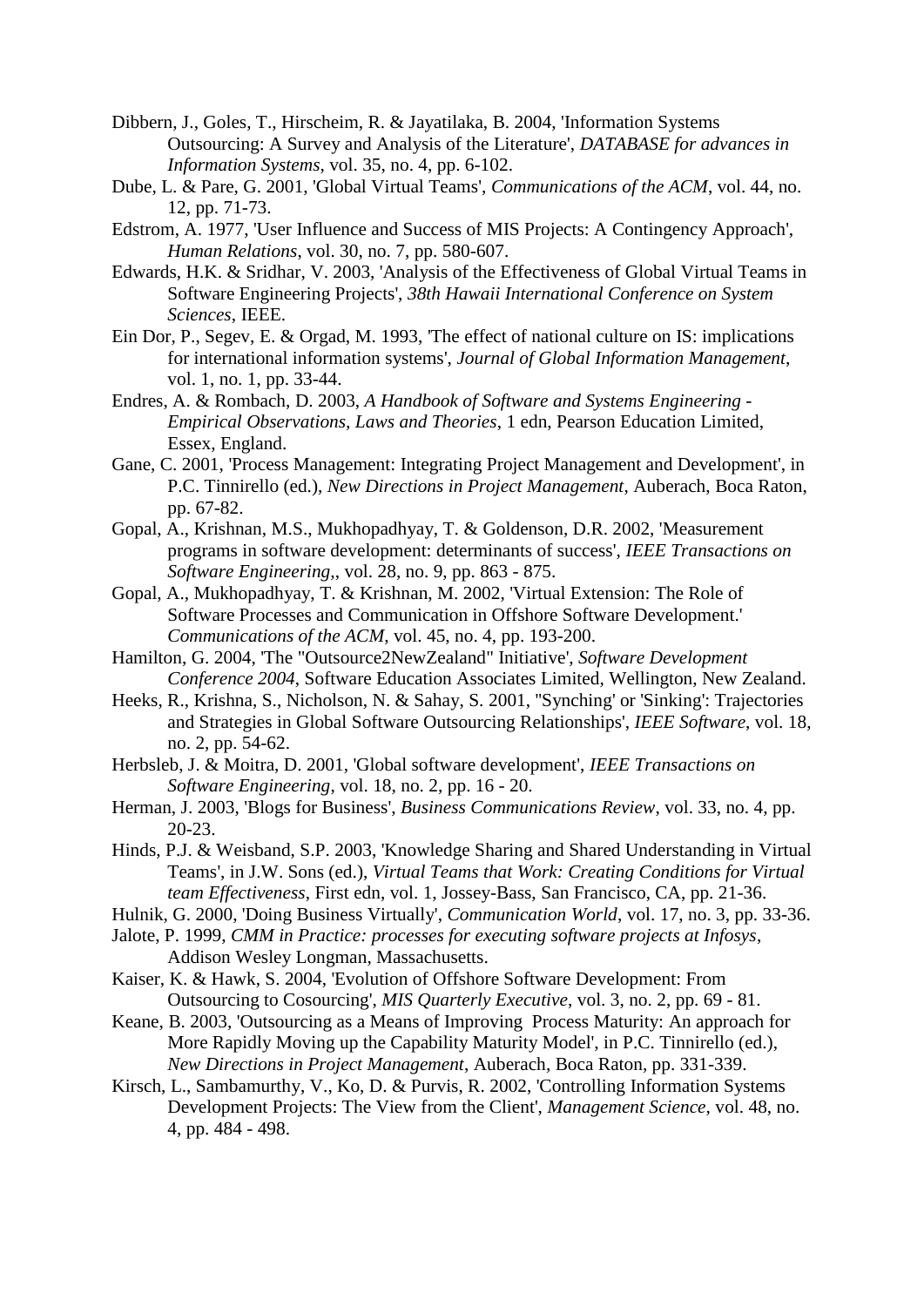Dibbern, J., Goles, T., Hirscheim, R. & Jayatilaka, B. 2004, 'Information Systems Outsourcing: A Survey and Analysis of the Literature', *DATABASE for advances in Information Systems*, vol. 35, no. 4, pp. 6-102.

Dube, L. & Pare, G. 2001, 'Global Virtual Teams', *Communications of the ACM*, vol. 44, no. 12, pp. 71-73.

Edstrom, A. 1977, 'User Influence and Success of MIS Projects: A Contingency Approach', *Human Relations*, vol. 30, no. 7, pp. 580-607.

Edwards, H.K. & Sridhar, V. 2003, 'Analysis of the Effectiveness of Global Virtual Teams in Software Engineering Projects', *38th Hawaii International Conference on System Sciences*, IEEE.

Ein Dor, P., Segev, E. & Orgad, M. 1993, 'The effect of national culture on IS: implications for international information systems', *Journal of Global Information Management*, vol. 1, no. 1, pp. 33-44.

Endres, A. & Rombach, D. 2003, *A Handbook of Software and Systems Engineering - Empirical Observations, Laws and Theories*, 1 edn, Pearson Education Limited, Essex, England.

Gane, C. 2001, 'Process Management: Integrating Project Management and Development', in P.C. Tinnirello (ed.), *New Directions in Project Management*, Auberach, Boca Raton, pp. 67-82.

Gopal, A., Krishnan, M.S., Mukhopadhyay, T. & Goldenson, D.R. 2002, 'Measurement programs in software development: determinants of success', *IEEE Transactions on Software Engineering,*, vol. 28, no. 9, pp. 863 - 875.

Gopal, A., Mukhopadhyay, T. & Krishnan, M. 2002, 'Virtual Extension: The Role of Software Processes and Communication in Offshore Software Development.' *Communications of the ACM*, vol. 45, no. 4, pp. 193-200.

Hamilton, G. 2004, 'The "Outsource2NewZealand" Initiative', *Software Development Conference 2004*, Software Education Associates Limited, Wellington, New Zealand.

Heeks, R., Krishna, S., Nicholson, N. & Sahay, S. 2001, ''Synching' or 'Sinking': Trajectories and Strategies in Global Software Outsourcing Relationships', *IEEE Software*, vol. 18, no. 2, pp. 54-62.

Herbsleb, J. & Moitra, D. 2001, 'Global software development', *IEEE Transactions on Software Engineering*, vol. 18, no. 2, pp. 16 - 20.

Herman, J. 2003, 'Blogs for Business', *Business Communications Review*, vol. 33, no. 4, pp. 20-23.

Hinds, P.J. & Weisband, S.P. 2003, 'Knowledge Sharing and Shared Understanding in Virtual Teams', in J.W. Sons (ed.), *Virtual Teams that Work: Creating Conditions for Virtual team Effectiveness*, First edn, vol. 1, Jossey-Bass, San Francisco, CA, pp. 21-36.

Hulnik, G. 2000, 'Doing Business Virtually', *Communication World*, vol. 17, no. 3, pp. 33-36.

Jalote, P. 1999, *CMM in Practice: processes for executing software projects at Infosys*, Addison Wesley Longman, Massachusetts.

Kaiser, K. & Hawk, S. 2004, 'Evolution of Offshore Software Development: From Outsourcing to Cosourcing', *MIS Quarterly Executive*, vol. 3, no. 2, pp. 69 - 81.

Keane, B. 2003, 'Outsourcing as a Means of Improving Process Maturity: An approach for More Rapidly Moving up the Capability Maturity Model', in P.C. Tinnirello (ed.), *New Directions in Project Management*, Auberach, Boca Raton, pp. 331-339.

Kirsch, L., Sambamurthy, V., Ko, D. & Purvis, R. 2002, 'Controlling Information Systems Development Projects: The View from the Client', *Management Science*, vol. 48, no. 4, pp. 484 - 498.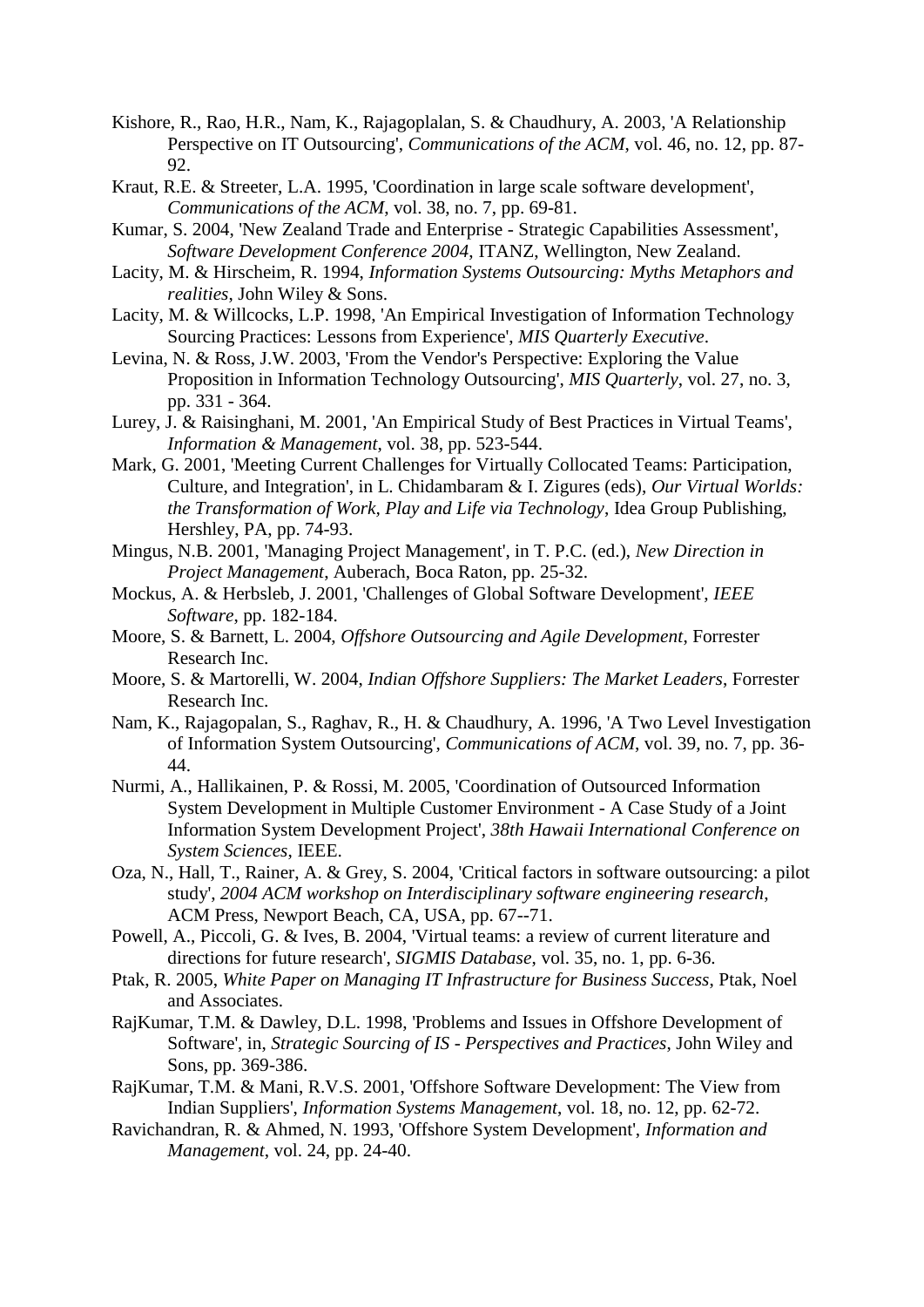Kishore, R., Rao, H.R., Nam, K., Rajagoplalan, S. & Chaudhury, A. 2003, 'A Relationship Perspective on IT Outsourcing', *Communications of the ACM*, vol. 46, no. 12, pp. 87-92.

Kraut, R.E. & Streeter, L.A. 1995, 'Coordination in large scale software development', *Communications of the ACM*, vol. 38, no. 7, pp. 69-81.

Kumar, S. 2004, 'New Zealand Trade and Enterprise - Strategic Capabilities Assessment', *Software Development Conference 2004*, ITANZ, Wellington, New Zealand.

Lacity, M. & Hirscheim, R. 1994, *Information Systems Outsourcing: Myths Metaphors and realities*, John Wiley & Sons.

Lacity, M. & Willcocks, L.P. 1998, 'An Empirical Investigation of Information Technology Sourcing Practices: Lessons from Experience', *MIS Quarterly Executive*.

Levina, N. & Ross, J.W. 2003, 'From the Vendor's Perspective: Exploring the Value Proposition in Information Technology Outsourcing', *MIS Quarterly*, vol. 27, no. 3, pp. 331 - 364.

Lurey, J. & Raisinghani, M. 2001, 'An Empirical Study of Best Practices in Virtual Teams', *Information & Management*, vol. 38, pp. 523-544.

Mark, G. 2001, 'Meeting Current Challenges for Virtually Collocated Teams: Participation, Culture, and Integration', in L. Chidambaram & I. Zigures (eds), *Our Virtual Worlds: the Transformation of Work, Play and Life via Technology*, Idea Group Publishing, Hershley, PA, pp. 74-93.

Mingus, N.B. 2001, 'Managing Project Management', in T. P.C. (ed.), *New Direction in Project Management*, Auberach, Boca Raton, pp. 25-32.

Mockus, A. & Herbsleb, J. 2001, 'Challenges of Global Software Development', *IEEE Software*, pp. 182-184.

Moore, S. & Barnett, L. 2004, *Offshore Outsourcing and Agile Development*, Forrester Research Inc.

Moore, S. & Martorelli, W. 2004, *Indian Offshore Suppliers: The Market Leaders*, Forrester Research Inc.

Nam, K., Rajagopalan, S., Raghav, R., H. & Chaudhury, A. 1996, 'A Two Level Investigation of Information System Outsourcing', *Communications of ACM*, vol. 39, no. 7, pp. 36-44.

Nurmi, A., Hallikainen, P. & Rossi, M. 2005, 'Coordination of Outsourced Information System Development in Multiple Customer Environment - A Case Study of a Joint Information System Development Project', *38th Hawaii International Conference on System Sciences*, IEEE.

Oza, N., Hall, T., Rainer, A. & Grey, S. 2004, 'Critical factors in software outsourcing: a pilot study', *2004 ACM workshop on Interdisciplinary software engineering research*, ACM Press, Newport Beach, CA, USA, pp. 67--71.

Powell, A., Piccoli, G. & Ives, B. 2004, 'Virtual teams: a review of current literature and directions for future research', *SIGMIS Database*, vol. 35, no. 1, pp. 6-36.

Ptak, R. 2005, *White Paper on Managing IT Infrastructure for Business Success*, Ptak, Noel and Associates.

RajKumar, T.M. & Dawley, D.L. 1998, 'Problems and Issues in Offshore Development of Software', in, *Strategic Sourcing of IS - Perspectives and Practices*, John Wiley and Sons, pp. 369-386.

RajKumar, T.M. & Mani, R.V.S. 2001, 'Offshore Software Development: The View from Indian Suppliers', *Information Systems Management*, vol. 18, no. 12, pp. 62-72.

Ravichandran, R. & Ahmed, N. 1993, 'Offshore System Development', *Information and Management*, vol. 24, pp. 24-40.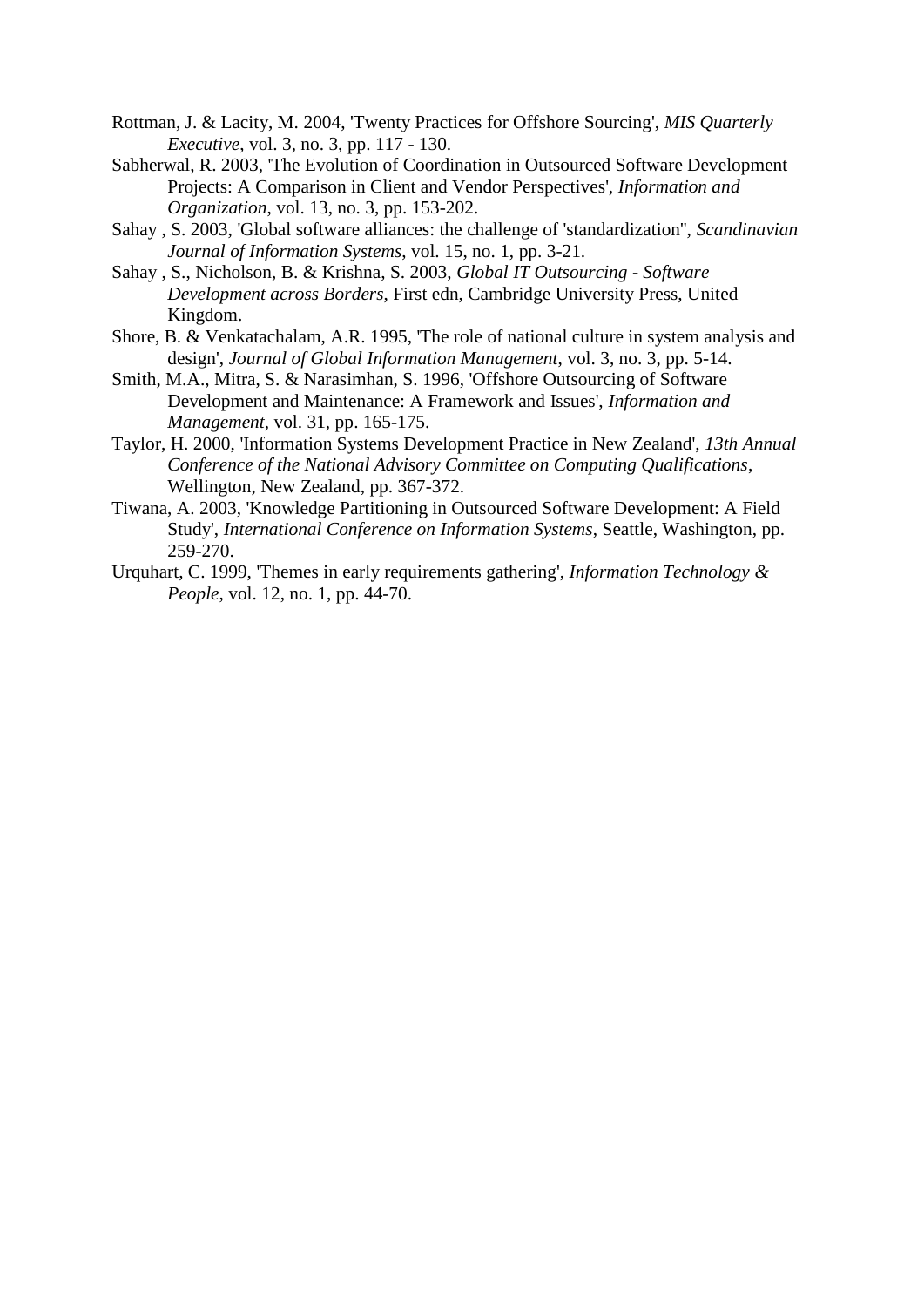Rottman, J. & Lacity, M. 2004, 'Twenty Practices for Offshore Sourcing', *MIS Quarterly Executive*, vol. 3, no. 3, pp. 117 - 130.

Sabherwal, R. 2003, 'The Evolution of Coordination in Outsourced Software Development Projects: A Comparison in Client and Vendor Perspectives', *Information and Organization*, vol. 13, no. 3, pp. 153-202.

Sahay , S. 2003, 'Global software alliances: the challenge of 'standardization'', *Scandinavian Journal of Information Systems*, vol. 15, no. 1, pp. 3-21.

Sahay , S., Nicholson, B. & Krishna, S. 2003, *Global IT Outsourcing - Software Development across Borders*, First edn, Cambridge University Press, United Kingdom.

Shore, B. & Venkatachalam, A.R. 1995, 'The role of national culture in system analysis and design', *Journal of Global Information Management*, vol. 3, no. 3, pp. 5-14.

Smith, M.A., Mitra, S. & Narasimhan, S. 1996, 'Offshore Outsourcing of Software Development and Maintenance: A Framework and Issues', *Information and Management*, vol. 31, pp. 165-175.

Taylor, H. 2000, 'Information Systems Development Practice in New Zealand', *13th Annual Conference of the National Advisory Committee on Computing Qualifications*, Wellington, New Zealand, pp. 367-372.

Tiwana, A. 2003, 'Knowledge Partitioning in Outsourced Software Development: A Field Study', *International Conference on Information Systems*, Seattle, Washington, pp. 259-270.

Urquhart, C. 1999, 'Themes in early requirements gathering', *Information Technology & People*, vol. 12, no. 1, pp. 44-70.